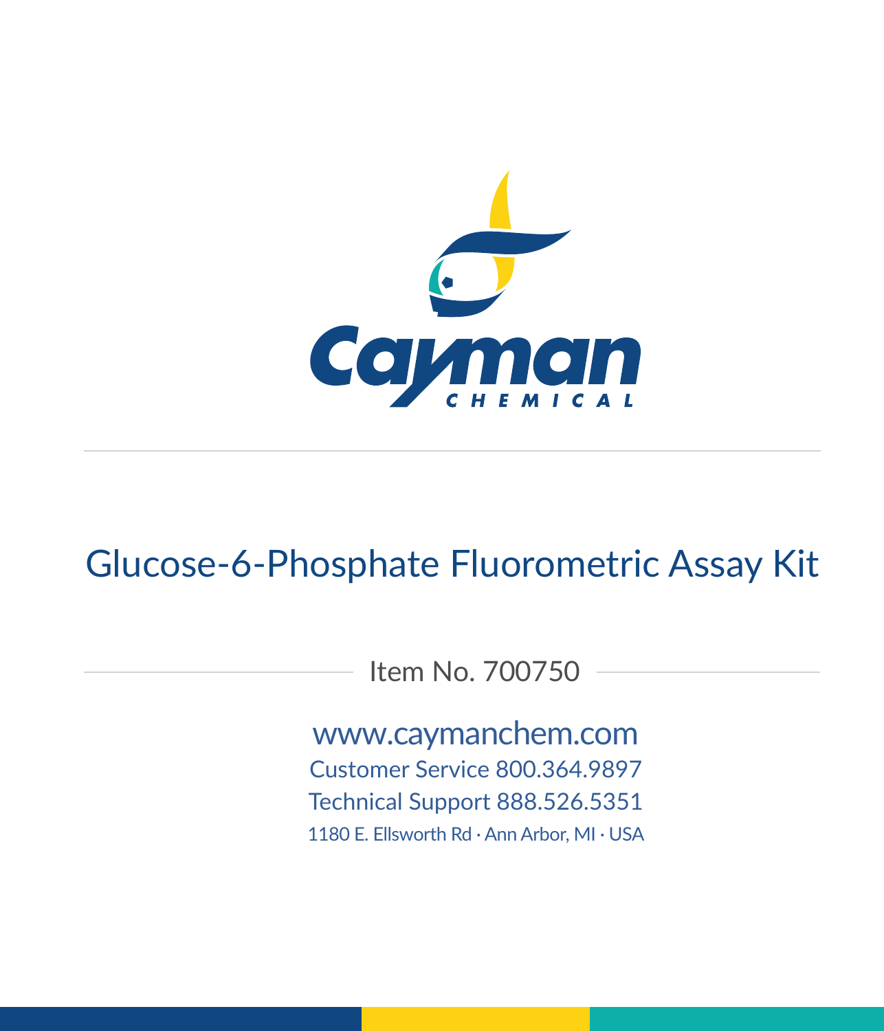Cayman
CHEMICAL

# Glucose-6-Phosphate Fluorometric Assay Kit

Item No. 700750

www.caymanchem.com
Customer Service 800.364.9897
Technical Support 888.526.5351
1180 E. Ellsworth Rd · Ann Arbor, MI · USA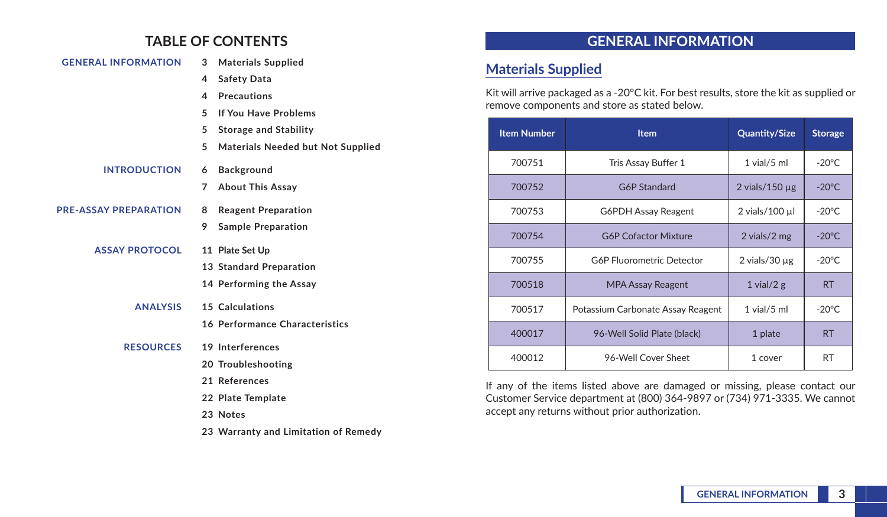# TABLE OF CONTENTS

**GENERAL INFORMATION**
- 3 Materials Supplied
- 4 Safety Data
- 4 Precautions
- 5 If You Have Problems
- 5 Storage and Stability
- 5 Materials Needed but Not Supplied

**INTRODUCTION**
- 6 Background
- 7 About This Assay

**PRE-ASSAY PREPARATION**
- 8 Reagent Preparation
- 9 Sample Preparation

**ASSAY PROTOCOL**
- 11 Plate Set Up
- 13 Standard Preparation
- 14 Performing the Assay

**ANALYSIS**
- 15 Calculations
- 16 Performance Characteristics

**RESOURCES**
- 19 Interferences
- 20 Troubleshooting
- 21 References
- 22 Plate Template
- 23 Notes
- 23 Warranty and Limitation of Remedy

# GENERAL INFORMATION

## Materials Supplied

Kit will arrive packaged as a -20°C kit. For best results, store the kit as supplied or remove components and store as stated below.

| Item Number | Item | Quantity/Size | Storage |
|---|---|---|---|
| 700751 | Tris Assay Buffer 1 | 1 vial/5 ml | -20°C |
| 700752 | G6P Standard | 2 vials/150 µg | -20°C |
| 700753 | G6PDH Assay Reagent | 2 vials/100 µl | -20°C |
| 700754 | G6P Cofactor Mixture | 2 vials/2 mg | -20°C |
| 700755 | G6P Fluorometric Detector | 2 vials/30 µg | -20°C |
| 700518 | MPA Assay Reagent | 1 vial/2 g | RT |
| 700517 | Potassium Carbonate Assay Reagent | 1 vial/5 ml | -20°C |
| 400017 | 96-Well Solid Plate (black) | 1 plate | RT |
| 400012 | 96-Well Cover Sheet | 1 cover | RT |

If any of the items listed above are damaged or missing, please contact our Customer Service department at (800) 364-9897 or (734) 971-3335. We cannot accept any returns without prior authorization.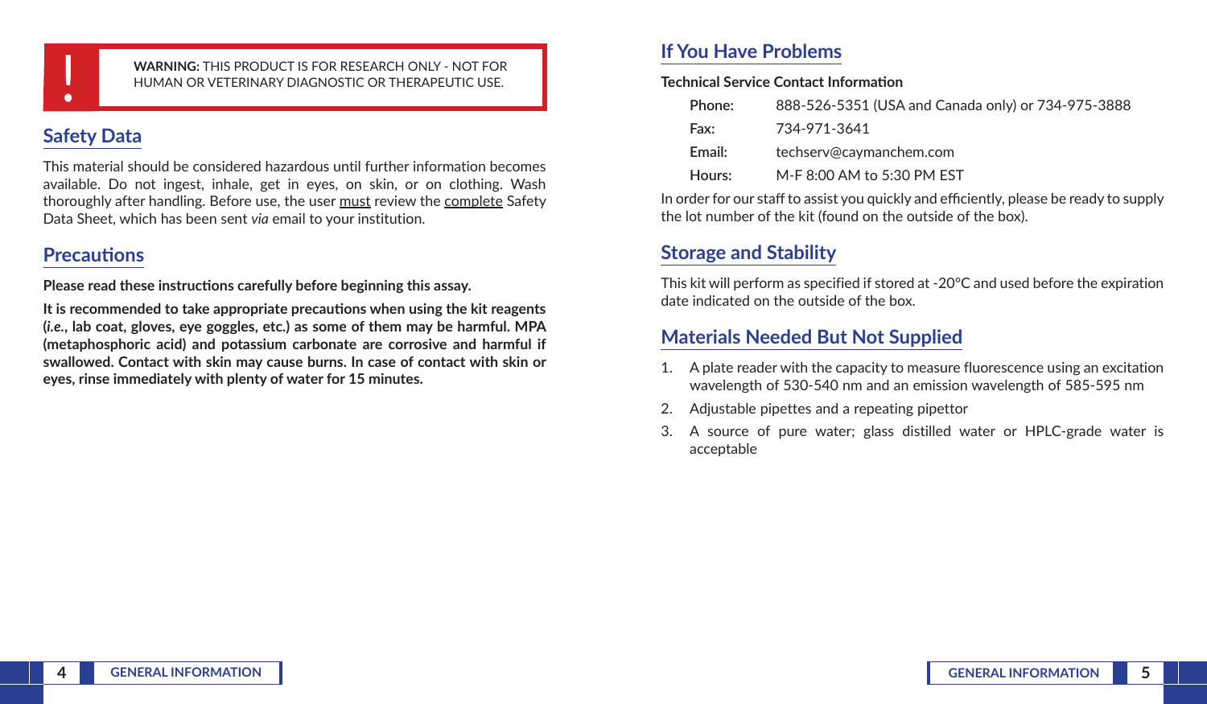**WARNING:** THIS PRODUCT IS FOR RESEARCH ONLY - NOT FOR HUMAN OR VETERINARY DIAGNOSTIC OR THERAPEUTIC USE.

## Safety Data

This material should be considered hazardous until further information becomes available. Do not ingest, inhale, get in eyes, on skin, or on clothing. Wash thoroughly after handling. Before use, the user must review the complete Safety Data Sheet, which has been sent *via* email to your institution.

## Precautions

**Please read these instructions carefully before beginning this assay.**

**It is recommended to take appropriate precautions when using the kit reagents (*i.e.*, lab coat, gloves, eye goggles, etc.) as some of them may be harmful. MPA (metaphosphoric acid) and potassium carbonate are corrosive and harmful if swallowed. Contact with skin may cause burns. In case of contact with skin or eyes, rinse immediately with plenty of water for 15 minutes.**

## If You Have Problems

**Technical Service Contact Information**

| | |
|---|---|
| **Phone:** | 888-526-5351 (USA and Canada only) or 734-975-3888 |
| **Fax:** | 734-971-3641 |
| **Email:** | techserv@caymanchem.com |
| **Hours:** | M-F 8:00 AM to 5:30 PM EST |

In order for our staff to assist you quickly and efficiently, please be ready to supply the lot number of the kit (found on the outside of the box).

## Storage and Stability

This kit will perform as specified if stored at -20°C and used before the expiration date indicated on the outside of the box.

## Materials Needed But Not Supplied

1. A plate reader with the capacity to measure fluorescence using an excitation wavelength of 530-540 nm and an emission wavelength of 585-595 nm
2. Adjustable pipettes and a repeating pipettor
3. A source of pure water; glass distilled water or HPLC-grade water is acceptable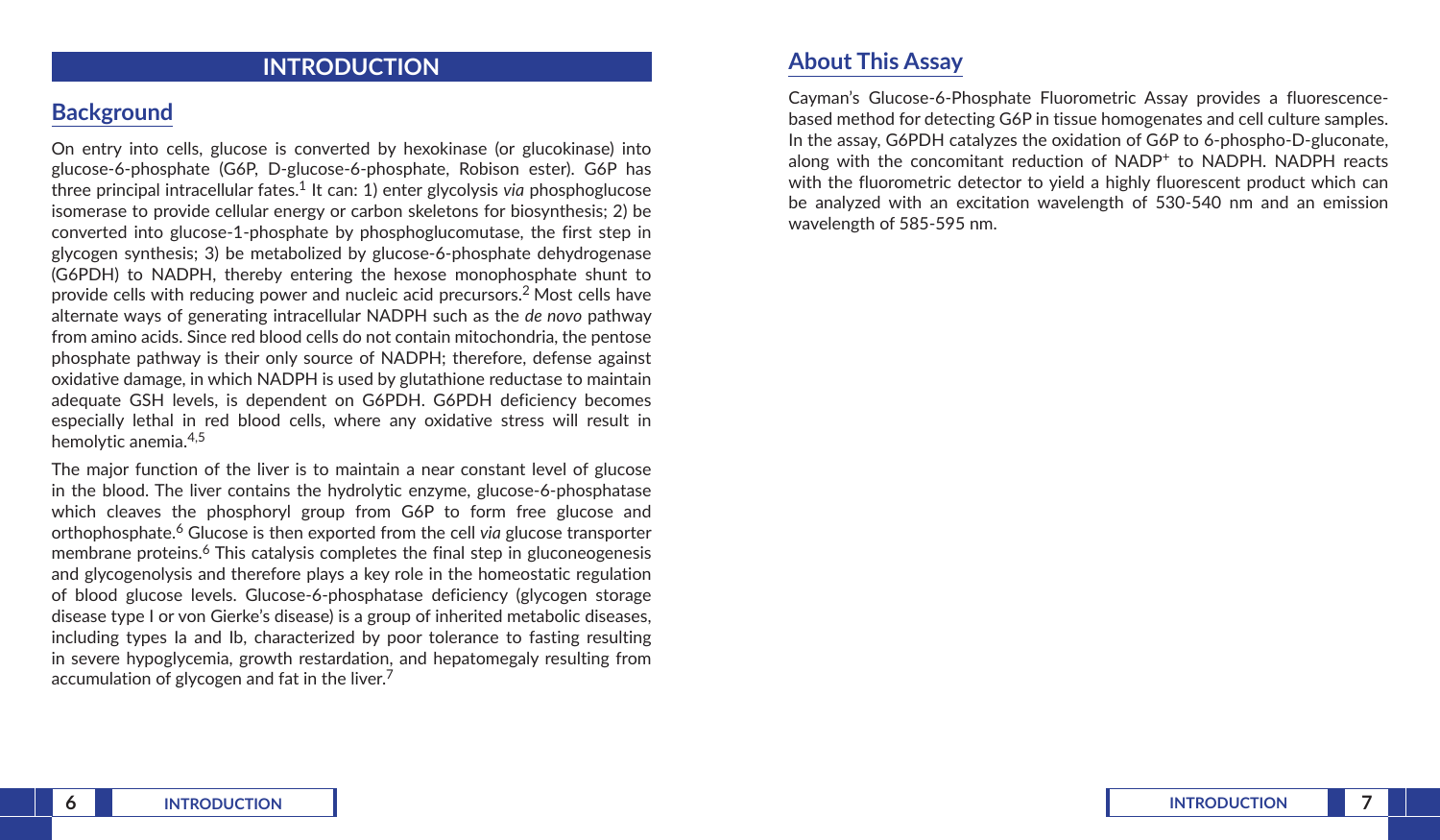# INTRODUCTION

## Background

On entry into cells, glucose is converted by hexokinase (or glucokinase) into glucose-6-phosphate (G6P, D-glucose-6-phosphate, Robison ester). G6P has three principal intracellular fates.[1] It can: 1) enter glycolysis *via* phosphoglucose isomerase to provide cellular energy or carbon skeletons for biosynthesis; 2) be converted into glucose-1-phosphate by phosphoglucomutase, the first step in glycogen synthesis; 3) be metabolized by glucose-6-phosphate dehydrogenase (G6PDH) to NADPH, thereby entering the hexose monophosphate shunt to provide cells with reducing power and nucleic acid precursors.[2] Most cells have alternate ways of generating intracellular NADPH such as the *de novo* pathway from amino acids. Since red blood cells do not contain mitochondria, the pentose phosphate pathway is their only source of NADPH; therefore, defense against oxidative damage, in which NADPH is used by glutathione reductase to maintain adequate GSH levels, is dependent on G6PDH. G6PDH deficiency becomes especially lethal in red blood cells, where any oxidative stress will result in hemolytic anemia.[4,5]

The major function of the liver is to maintain a near constant level of glucose in the blood. The liver contains the hydrolytic enzyme, glucose-6-phosphatase which cleaves the phosphoryl group from G6P to form free glucose and orthophosphate.[6] Glucose is then exported from the cell *via* glucose transporter membrane proteins.[6] This catalysis completes the final step in gluconeogenesis and glycogenolysis and therefore plays a key role in the homeostatic regulation of blood glucose levels. Glucose-6-phosphatase deficiency (glycogen storage disease type I or von Gierke's disease) is a group of inherited metabolic diseases, including types Ia and Ib, characterized by poor tolerance to fasting resulting in severe hypoglycemia, growth restardation, and hepatomegaly resulting from accumulation of glycogen and fat in the liver.[7]

## About This Assay

Cayman's Glucose-6-Phosphate Fluorometric Assay provides a fluorescence-based method for detecting G6P in tissue homogenates and cell culture samples. In the assay, G6PDH catalyzes the oxidation of G6P to 6-phospho-D-gluconate, along with the concomitant reduction of $NADP^+$ to NADPH. NADPH reacts with the fluorometric detector to yield a highly fluorescent product which can be analyzed with an excitation wavelength of 530-540 nm and an emission wavelength of 585-595 nm.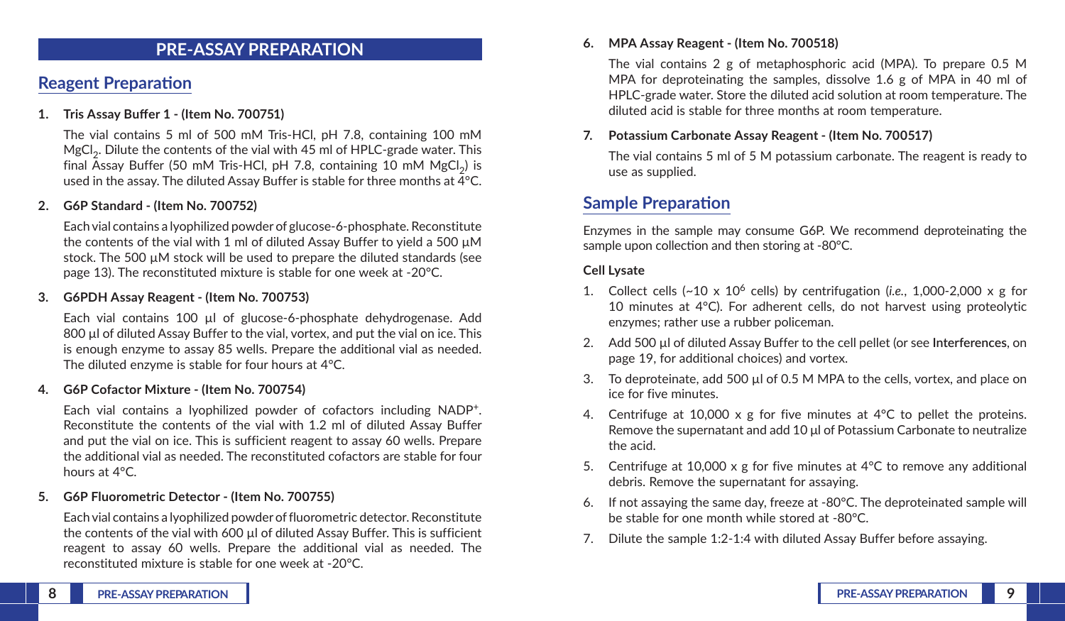# PRE-ASSAY PREPARATION

## Reagent Preparation

1. **Tris Assay Buffer 1 - (Item No. 700751)**

   The vial contains 5 ml of 500 mM Tris-HCl, pH 7.8, containing 100 mM $MgCl_2$. Dilute the contents of the vial with 45 ml of HPLC-grade water. This final Assay Buffer (50 mM Tris-HCl, pH 7.8, containing 10 mM $MgCl_2$) is used in the assay. The diluted Assay Buffer is stable for three months at 4°C.

2. **G6P Standard - (Item No. 700752)**

   Each vial contains a lyophilized powder of glucose-6-phosphate. Reconstitute the contents of the vial with 1 ml of diluted Assay Buffer to yield a 500 µM stock. The 500 µM stock will be used to prepare the diluted standards (see page 13). The reconstituted mixture is stable for one week at -20°C.

3. **G6PDH Assay Reagent - (Item No. 700753)**

   Each vial contains 100 µl of glucose-6-phosphate dehydrogenase. Add 800 µl of diluted Assay Buffer to the vial, vortex, and put the vial on ice. This is enough enzyme to assay 85 wells. Prepare the additional vial as needed. The diluted enzyme is stable for four hours at 4°C.

4. **G6P Cofactor Mixture - (Item No. 700754)**

   Each vial contains a lyophilized powder of cofactors including $NADP^+$. Reconstitute the contents of the vial with 1.2 ml of diluted Assay Buffer and put the vial on ice. This is sufficient reagent to assay 60 wells. Prepare the additional vial as needed. The reconstituted cofactors are stable for four hours at 4°C.

5. **G6P Fluorometric Detector - (Item No. 700755)**

   Each vial contains a lyophilized powder of fluorometric detector. Reconstitute the contents of the vial with 600 µl of diluted Assay Buffer. This is sufficient reagent to assay 60 wells. Prepare the additional vial as needed. The reconstituted mixture is stable for one week at -20°C.

6. **MPA Assay Reagent - (Item No. 700518)**

   The vial contains 2 g of metaphosphoric acid (MPA). To prepare 0.5 M MPA for deproteinating the samples, dissolve 1.6 g of MPA in 40 ml of HPLC-grade water. Store the diluted acid solution at room temperature. The diluted acid is stable for three months at room temperature.

7. **Potassium Carbonate Assay Reagent - (Item No. 700517)**

   The vial contains 5 ml of 5 M potassium carbonate. The reagent is ready to use as supplied.

## Sample Preparation

Enzymes in the sample may consume G6P. We recommend deproteinating the sample upon collection and then storing at -80°C.

### Cell Lysate

1. Collect cells (~10 x $10^6$ cells) by centrifugation (*i.e.*, 1,000-2,000 x g for 10 minutes at 4°C). For adherent cells, do not harvest using proteolytic enzymes; rather use a rubber policeman.
2. Add 500 µl of diluted Assay Buffer to the cell pellet (or see **Interferences**, on page 19, for additional choices) and vortex.
3. To deproteinate, add 500 µl of 0.5 M MPA to the cells, vortex, and place on ice for five minutes.
4. Centrifuge at 10,000 x g for five minutes at 4°C to pellet the proteins. Remove the supernatant and add 10 µl of Potassium Carbonate to neutralize the acid.
5. Centrifuge at 10,000 x g for five minutes at 4°C to remove any additional debris. Remove the supernatant for assaying.
6. If not assaying the same day, freeze at -80°C. The deproteinated sample will be stable for one month while stored at -80°C.
7. Dilute the sample 1:2-1:4 with diluted Assay Buffer before assaying.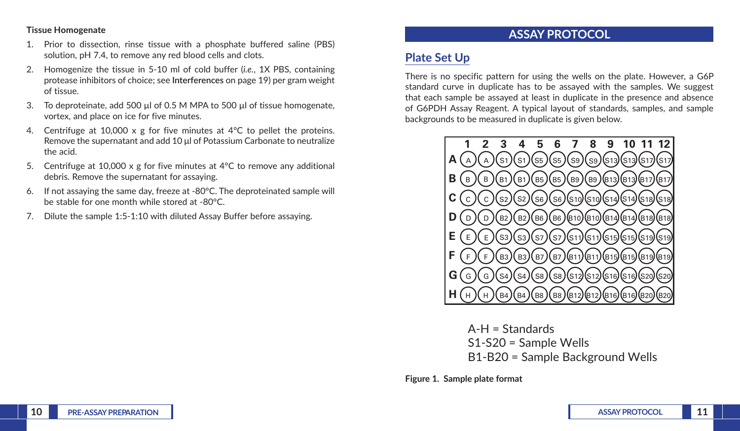**Tissue Homogenate**

1. Prior to dissection, rinse tissue with a phosphate buffered saline (PBS) solution, pH 7.4, to remove any red blood cells and clots.
2. Homogenize the tissue in 5-10 ml of cold buffer (*i.e.*, 1X PBS, containing protease inhibitors of choice; see **Interferences** on page 19) per gram weight of tissue.
3. To deproteinate, add 500 µl of 0.5 M MPA to 500 µl of tissue homogenate, vortex, and place on ice for five minutes.
4. Centrifuge at 10,000 x g for five minutes at 4°C to pellet the proteins. Remove the supernatant and add 10 µl of Potassium Carbonate to neutralize the acid.
5. Centrifuge at 10,000 x g for five minutes at 4°C to remove any additional debris. Remove the supernatant for assaying.
6. If not assaying the same day, freeze at -80°C. The deproteinated sample will be stable for one month while stored at -80°C.
7. Dilute the sample 1:5-1:10 with diluted Assay Buffer before assaying.

# ASSAY PROTOCOL

## Plate Set Up

There is no specific pattern for using the wells on the plate. However, a G6P standard curve in duplicate has to be assayed with the samples. We suggest that each sample be assayed at least in duplicate in the presence and absence of G6PDH Assay Reagent. A typical layout of standards, samples, and sample backgrounds to be measured in duplicate is given below.

| | 1 | 2 | 3 | 4 | 5 | 6 | 7 | 8 | 9 | 10 | 11 | 12 |
|---|---|---|---|---|---|---|---|---|---|---|---|---|
| A | A | A | S1 | S1 | S5 | S5 | S9 | S9 | S13 | S13 | S17 | S17 |
| B | B | B | B1 | B1 | B5 | B5 | B9 | B9 | B13 | B13 | B17 | B17 |
| C | C | C | S2 | S2 | S6 | S6 | S10 | S10 | S14 | S14 | S18 | S18 |
| D | D | D | B2 | B2 | B6 | B6 | B10 | B10 | B14 | B14 | B18 | B18 |
| E | E | E | S3 | S3 | S7 | S7 | S11 | S11 | S15 | S15 | S19 | S19 |
| F | F | F | B3 | B3 | B7 | B7 | B11 | B11 | B15 | B15 | B19 | B19 |
| G | G | G | S4 | S4 | S8 | S8 | S12 | S12 | S16 | S16 | S20 | S20 |
| H | H | H | B4 | B4 | B8 | B8 | B12 | B12 | B16 | B16 | B20 | B20 |

A-H = Standards
S1-S20 = Sample Wells
B1-B20 = Sample Background Wells

**Figure 1. Sample plate format**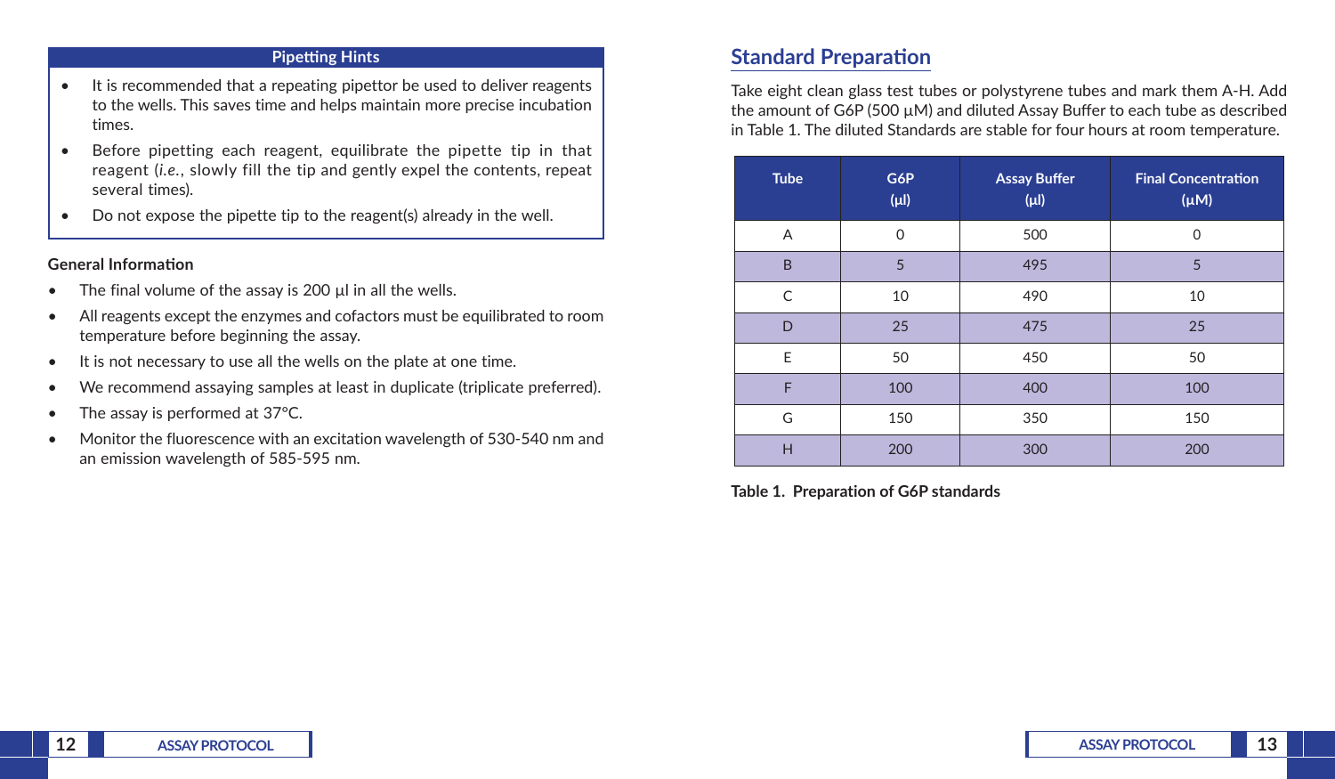### Pipetting Hints

- It is recommended that a repeating pipettor be used to deliver reagents to the wells. This saves time and helps maintain more precise incubation times.
- Before pipetting each reagent, equilibrate the pipette tip in that reagent (*i.e.*, slowly fill the tip and gently expel the contents, repeat several times).
- Do not expose the pipette tip to the reagent(s) already in the well.

**General Information**

- The final volume of the assay is 200 µl in all the wells.
- All reagents except the enzymes and cofactors must be equilibrated to room temperature before beginning the assay.
- It is not necessary to use all the wells on the plate at one time.
- We recommend assaying samples at least in duplicate (triplicate preferred).
- The assay is performed at 37°C.
- Monitor the fluorescence with an excitation wavelength of 530-540 nm and an emission wavelength of 585-595 nm.

## Standard Preparation

Take eight clean glass test tubes or polystyrene tubes and mark them A-H. Add the amount of G6P (500 µM) and diluted Assay Buffer to each tube as described in Table 1. The diluted Standards are stable for four hours at room temperature.

| Tube | G6P (µl) | Assay Buffer (µl) | Final Concentration (µM) |
|---|---|---|---|
| A | 0 | 500 | 0 |
| B | 5 | 495 | 5 |
| C | 10 | 490 | 10 |
| D | 25 | 475 | 25 |
| E | 50 | 450 | 50 |
| F | 100 | 400 | 100 |
| G | 150 | 350 | 150 |
| H | 200 | 300 | 200 |

**Table 1. Preparation of G6P standards**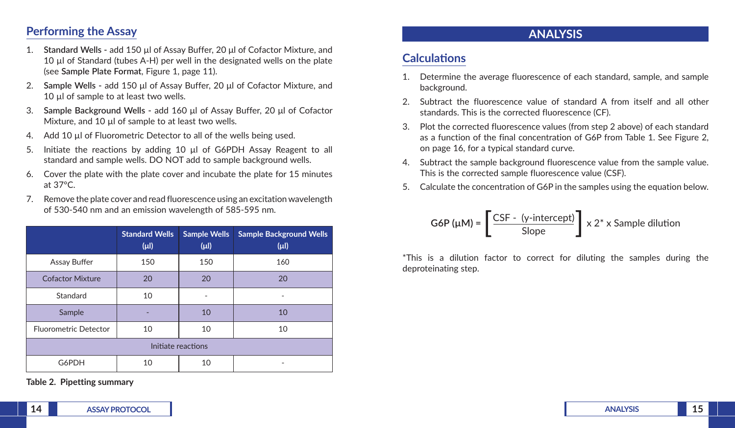## Performing the Assay

1. **Standard Wells -** add 150 µl of Assay Buffer, 20 µl of Cofactor Mixture, and 10 µl of Standard (tubes A-H) per well in the designated wells on the plate (see **Sample Plate Format**, Figure 1, page 11).
2. **Sample Wells -** add 150 µl of Assay Buffer, 20 µl of Cofactor Mixture, and 10 µl of sample to at least two wells.
3. **Sample Background Wells -** add 160 µl of Assay Buffer, 20 µl of Cofactor Mixture, and 10 µl of sample to at least two wells.
4. Add 10 µl of Fluorometric Detector to all of the wells being used.
5. Initiate the reactions by adding 10 µl of G6PDH Assay Reagent to all standard and sample wells. DO NOT add to sample background wells.
6. Cover the plate with the plate cover and incubate the plate for 15 minutes at 37°C.
7. Remove the plate cover and read fluorescence using an excitation wavelength of 530-540 nm and an emission wavelength of 585-595 nm.

| | Standard Wells (µl) | Sample Wells (µl) | Sample Background Wells (µl) |
|---|---|---|---|
| Assay Buffer | 150 | 150 | 160 |
| Cofactor Mixture | 20 | 20 | 20 |
| Standard | 10 | - | - |
| Sample | - | 10 | 10 |
| Fluorometric Detector | 10 | 10 | 10 |
| Initiate reactions | | | |
| G6PDH | 10 | 10 | - |

**Table 2. Pipetting summary**

# ANALYSIS

## Calculations

1. Determine the average fluorescence of each standard, sample, and sample background.
2. Subtract the fluorescence value of standard A from itself and all other standards. This is the corrected fluorescence (CF).
3. Plot the corrected fluorescence values (from step 2 above) of each standard as a function of the final concentration of G6P from Table 1. See Figure 2, on page 16, for a typical standard curve.
4. Subtract the sample background fluorescence value from the sample value. This is the corrected sample fluorescence value (CSF).
5. Calculate the concentration of G6P in the samples using the equation below.

$$\text{G6P } (\mu\text{M}) = \left[\frac{\text{CSF} - (\text{y-intercept})}{\text{Slope}}\right] \times 2^{*} \times \text{Sample dilution}$$

*This is a dilution factor to correct for diluting the samples during the deproteinating step.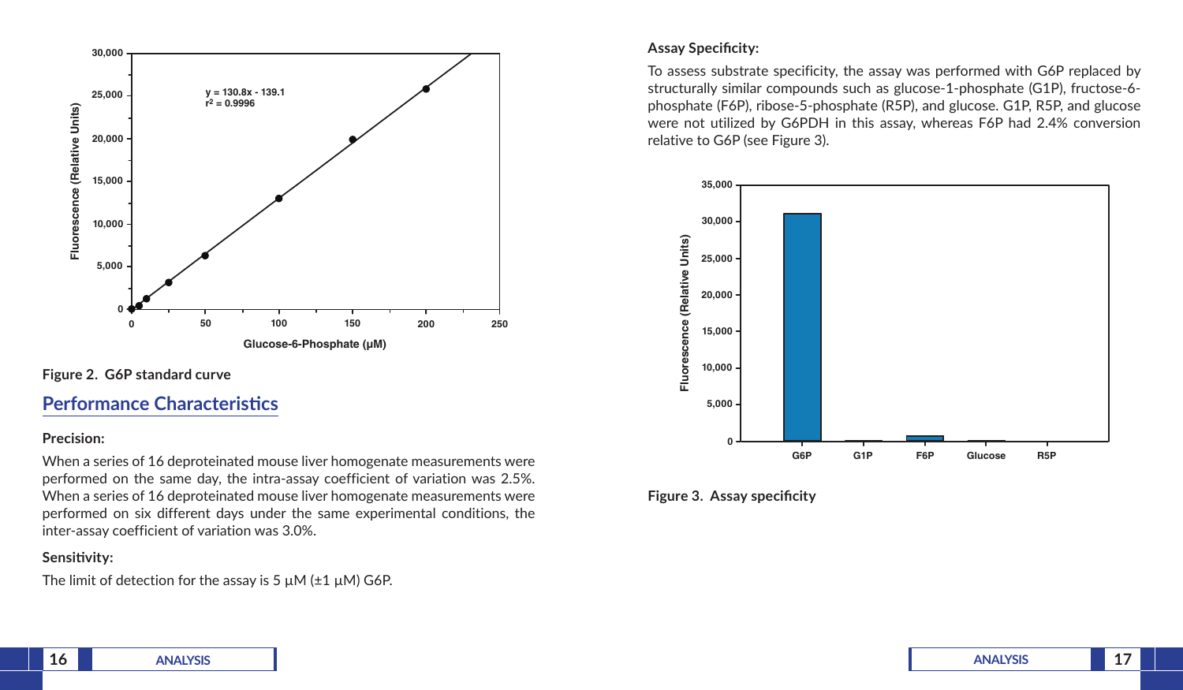Figure 2. G6P standard curve

## Performance Characteristics

### Precision:

When a series of 16 deproteinated mouse liver homogenate measurements were performed on the same day, the intra-assay coefficient of variation was 2.5%. When a series of 16 deproteinated mouse liver homogenate measurements were performed on six different days under the same experimental conditions, the inter-assay coefficient of variation was 3.0%.

### Sensitivity:

The limit of detection for the assay is 5 µM (±1 µM) G6P.

### Assay Specificity:

To assess substrate specificity, the assay was performed with G6P replaced by structurally similar compounds such as glucose-1-phosphate (G1P), fructose-6-phosphate (F6P), ribose-5-phosphate (R5P), and glucose. G1P, R5P, and glucose were not utilized by G6PDH in this assay, whereas F6P had 2.4% conversion relative to G6P (see Figure 3).

Figure 3. Assay specificity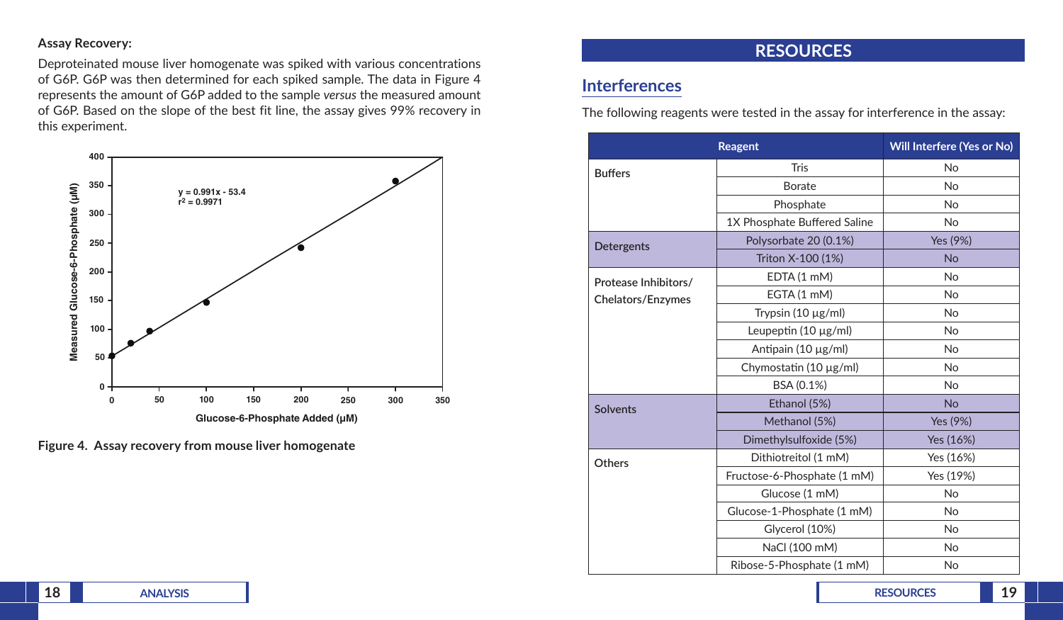### Assay Recovery:

Deproteinated mouse liver homogenate was spiked with various concentrations of G6P. G6P was then determined for each spiked sample. The data in Figure 4 represents the amount of G6P added to the sample *versus* the measured amount of G6P. Based on the slope of the best fit line, the assay gives 99% recovery in this experiment.

**Figure 4. Assay recovery from mouse liver homogenate**

# RESOURCES

## Interferences

The following reagents were tested in the assay for interference in the assay:

| Reagent | | Will Interfere (Yes or No) |
|---|---|---|
| Buffers | Tris | No |
| | Borate | No |
| | Phosphate | No |
| | 1X Phosphate Buffered Saline | No |
| Detergents | Polysorbate 20 (0.1%) | Yes (9%) |
| | Triton X-100 (1%) | No |
| Protease Inhibitors/ Chelators/Enzymes | EDTA (1 mM) | No |
| | EGTA (1 mM) | No |
| | Trypsin (10 µg/ml) | No |
| | Leupeptin (10 µg/ml) | No |
| | Antipain (10 µg/ml) | No |
| | Chymostatin (10 µg/ml) | No |
| | BSA (0.1%) | No |
| Solvents | Ethanol (5%) | No |
| | Methanol (5%) | Yes (9%) |
| | Dimethylsulfoxide (5%) | Yes (16%) |
| Others | Dithiotreitol (1 mM) | Yes (16%) |
| | Fructose-6-Phosphate (1 mM) | Yes (19%) |
| | Glucose (1 mM) | No |
| | Glucose-1-Phosphate (1 mM) | No |
| | Glycerol (10%) | No |
| | NaCl (100 mM) | No |
| | Ribose-5-Phosphate (1 mM) | No |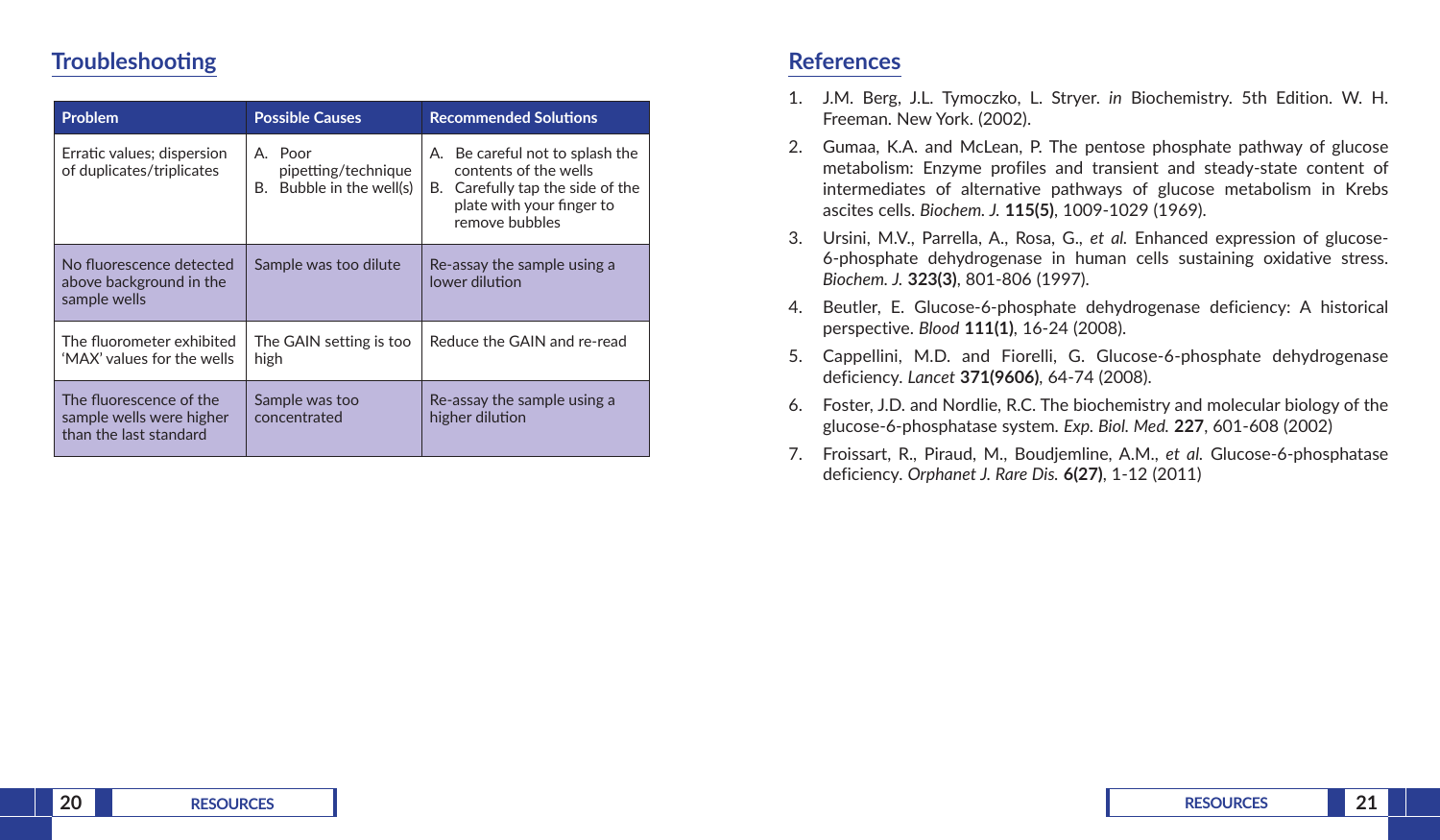## Troubleshooting

| Problem | Possible Causes | Recommended Solutions |
|---|---|---|
| Erratic values; dispersion of duplicates/triplicates | A. Poor pipetting/technique<br>B. Bubble in the well(s) | A. Be careful not to splash the contents of the wells<br>B. Carefully tap the side of the plate with your finger to remove bubbles |
| No fluorescence detected above background in the sample wells | Sample was too dilute | Re-assay the sample using a lower dilution |
| The fluorometer exhibited 'MAX' values for the wells | The GAIN setting is too high | Reduce the GAIN and re-read |
| The fluorescence of the sample wells were higher than the last standard | Sample was too concentrated | Re-assay the sample using a higher dilution |

## References

1. J.M. Berg, J.L. Tymoczko, L. Stryer. *in* Biochemistry. 5th Edition. W. H. Freeman. New York. (2002).
2. Gumaa, K.A. and McLean, P. The pentose phosphate pathway of glucose metabolism: Enzyme profiles and transient and steady-state content of intermediates of alternative pathways of glucose metabolism in Krebs ascites cells. *Biochem. J.* **115(5)**, 1009-1029 (1969).
3. Ursini, M.V., Parrella, A., Rosa, G., *et al.* Enhanced expression of glucose-6-phosphate dehydrogenase in human cells sustaining oxidative stress. *Biochem. J.* **323(3)**, 801-806 (1997).
4. Beutler, E. Glucose-6-phosphate dehydrogenase deficiency: A historical perspective. *Blood* **111(1)**, 16-24 (2008).
5. Cappellini, M.D. and Fiorelli, G. Glucose-6-phosphate dehydrogenase deficiency. *Lancet* **371(9606)**, 64-74 (2008).
6. Foster, J.D. and Nordlie, R.C. The biochemistry and molecular biology of the glucose-6-phosphatase system. *Exp. Biol. Med.* **227**, 601-608 (2002)
7. Froissart, R., Piraud, M., Boudjemline, A.M., *et al.* Glucose-6-phosphatase deficiency. *Orphanet J. Rare Dis.* **6(27)**, 1-12 (2011)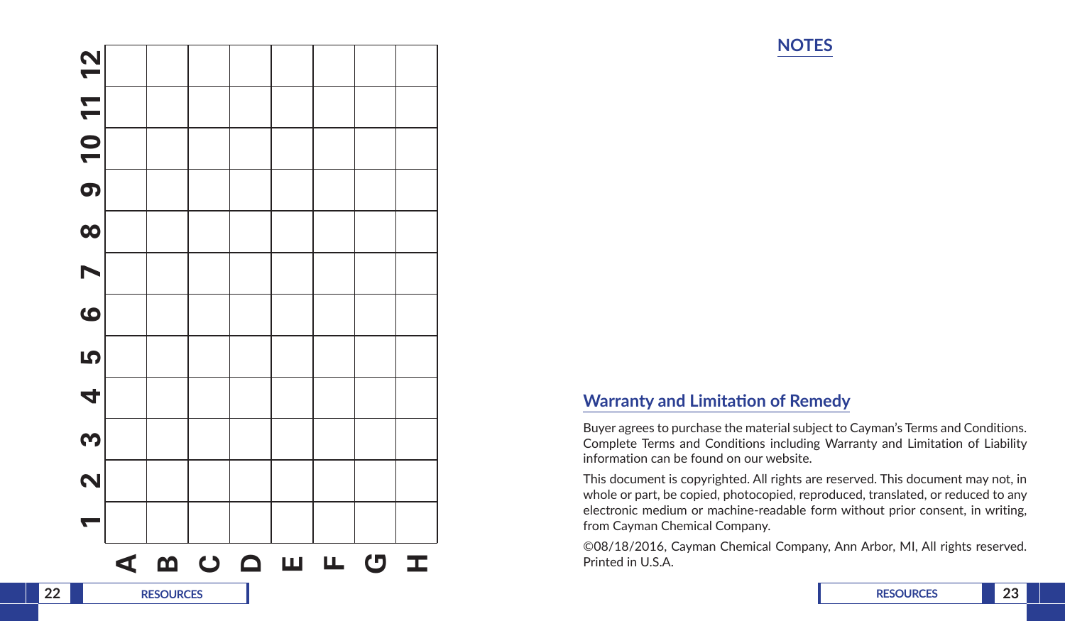| | 1 | 2 | 3 | 4 | 5 | 6 | 7 | 8 | 9 | 10 | 11 | 12 |
|---|---|---|---|---|---|---|---|---|---|---|---|---|
| A | | | | | | | | | | | | |
| B | | | | | | | | | | | | |
| C | | | | | | | | | | | | |
| D | | | | | | | | | | | | |
| E | | | | | | | | | | | | |
| F | | | | | | | | | | | | |
| G | | | | | | | | | | | | |
| H | | | | | | | | | | | | |

## NOTES

## Warranty and Limitation of Remedy

Buyer agrees to purchase the material subject to Cayman's Terms and Conditions. Complete Terms and Conditions including Warranty and Limitation of Liability information can be found on our website.

This document is copyrighted. All rights are reserved. This document may not, in whole or part, be copied, photocopied, reproduced, translated, or reduced to any electronic medium or machine-readable form without prior consent, in writing, from Cayman Chemical Company.

©08/18/2016, Cayman Chemical Company, Ann Arbor, MI, All rights reserved. Printed in U.S.A.